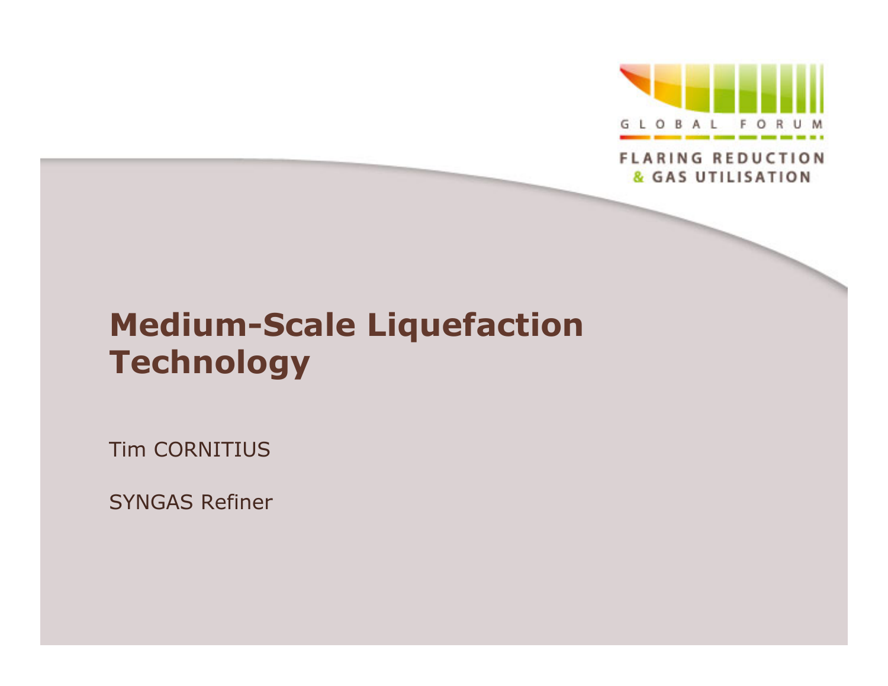GLOBAL FORUM

FLARING REDUCTION & GAS UTILISATION

# Medium-Scale Liquefaction Technology

Tim CORNITIUS

SYNGAS Refiner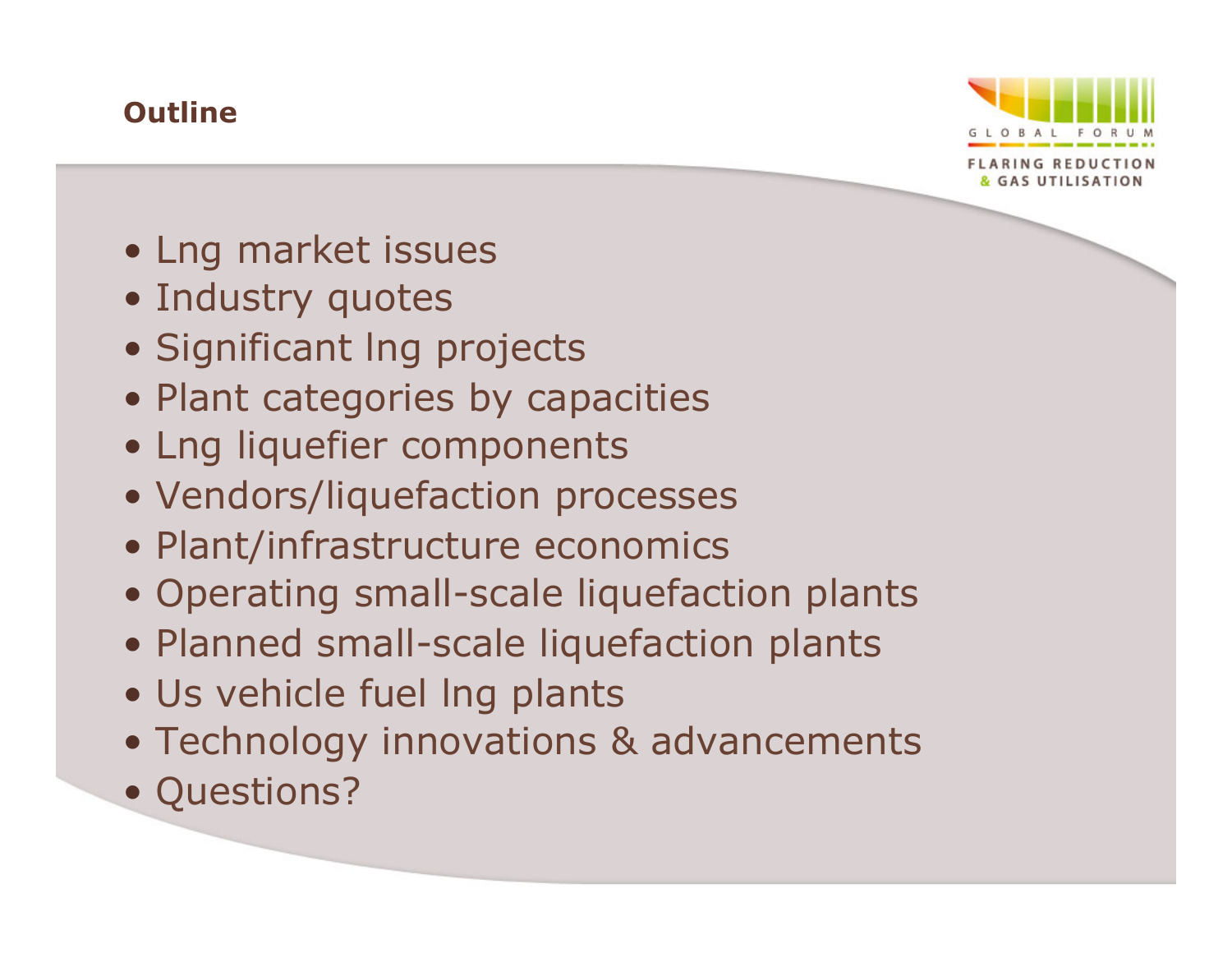# Outline

- Lng market issues
- Industry quotes
- Significant lng projects
- Plant categories by capacities
- Lng liquefier components
- Vendors/liquefaction processes
- Plant/infrastructure economics
- Operating small-scale liquefaction plants
- Planned small-scale liquefaction plants
- Us vehicle fuel lng plants
- Technology innovations & advancements
- Questions?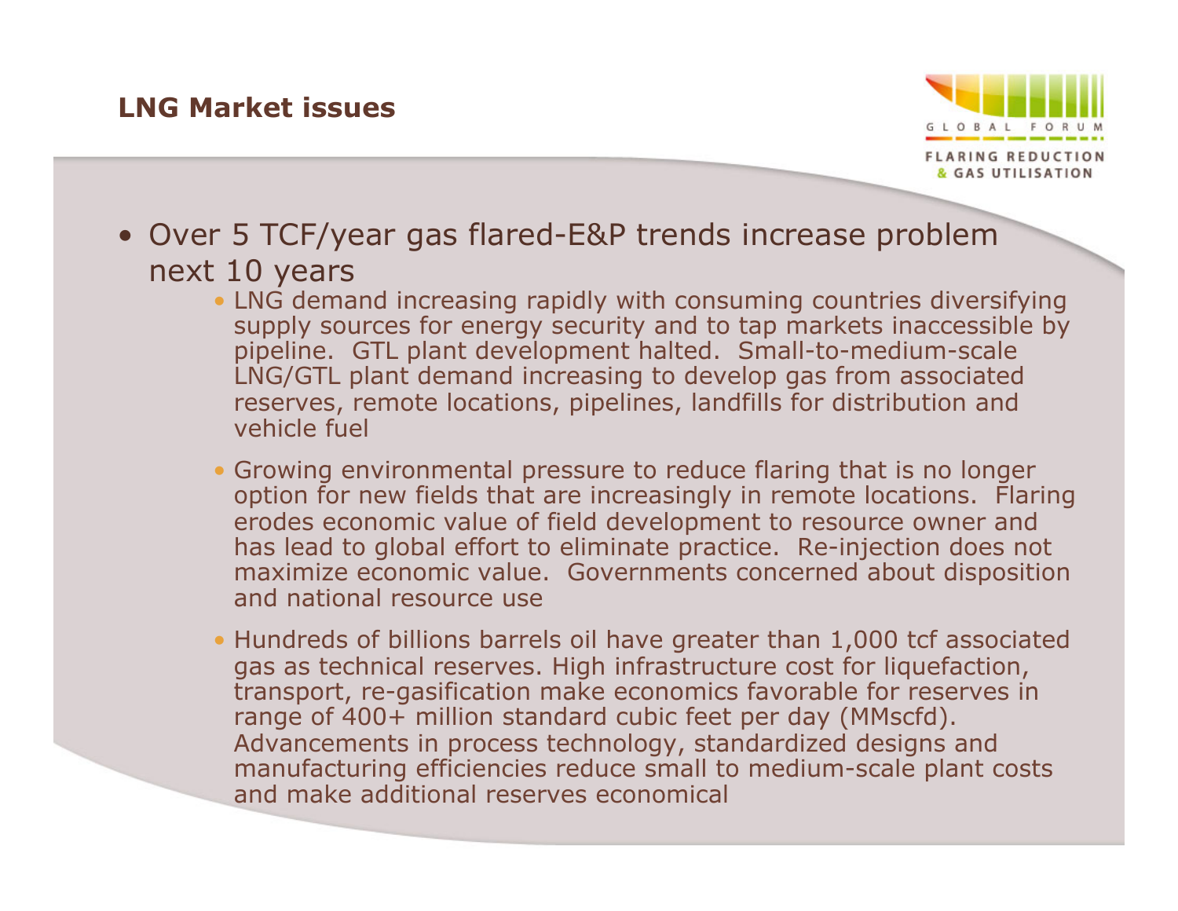## LNG Market issues

- Over 5 TCF/year gas flared-E&P trends increase problem next 10 years
  - LNG demand increasing rapidly with consuming countries diversifying supply sources for energy security and to tap markets inaccessible by pipeline. GTL plant development halted. Small-to-medium-scale LNG/GTL plant demand increasing to develop gas from associated reserves, remote locations, pipelines, landfills for distribution and vehicle fuel
  - Growing environmental pressure to reduce flaring that is no longer option for new fields that are increasingly in remote locations. Flaring erodes economic value of field development to resource owner and has lead to global effort to eliminate practice. Re-injection does not maximize economic value. Governments concerned about disposition and national resource use
  - Hundreds of billions barrels oil have greater than 1,000 tcf associated gas as technical reserves. High infrastructure cost for liquefaction, transport, re-gasification make economics favorable for reserves in range of 400+ million standard cubic feet per day (MMscfd). Advancements in process technology, standardized designs and manufacturing efficiencies reduce small to medium-scale plant costs and make additional reserves economical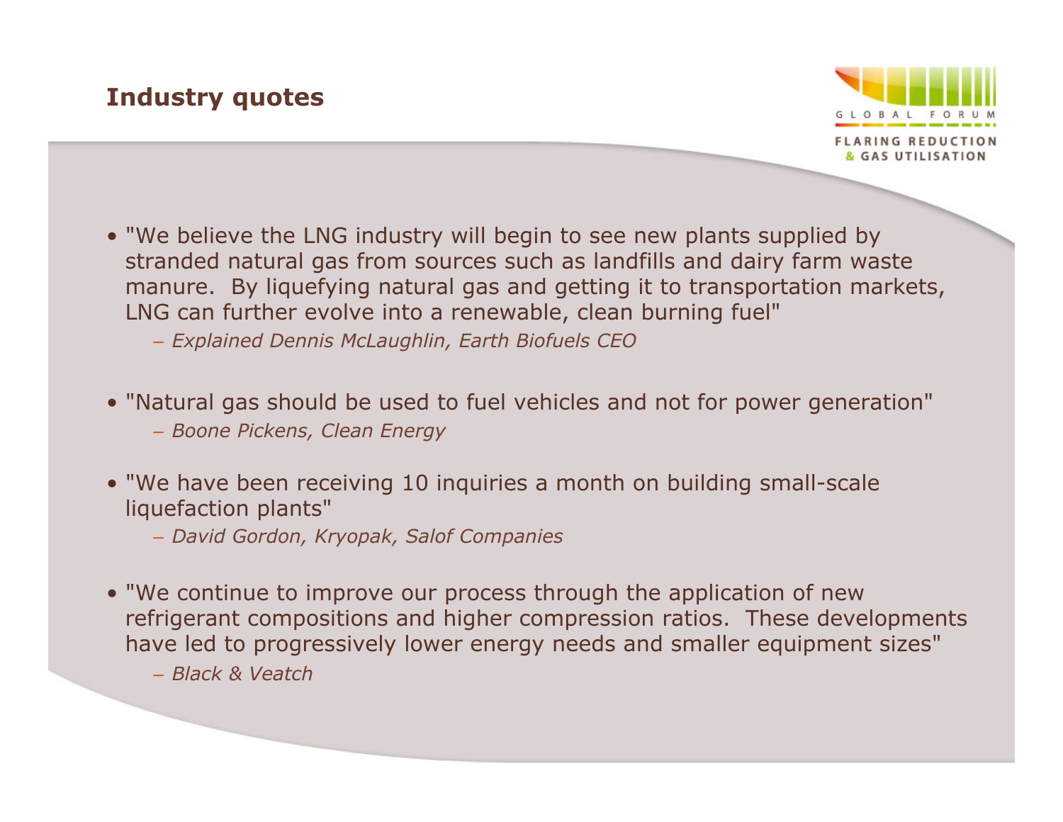## Industry quotes

- "We believe the LNG industry will begin to see new plants supplied by stranded natural gas from sources such as landfills and dairy farm waste manure. By liquefying natural gas and getting it to transportation markets, LNG can further evolve into a renewable, clean burning fuel"
  - *Explained Dennis McLaughlin, Earth Biofuels CEO*

- "Natural gas should be used to fuel vehicles and not for power generation"
  - *Boone Pickens, Clean Energy*

- "We have been receiving 10 inquiries a month on building small-scale liquefaction plants"
  - *David Gordon, Kryopak, Salof Companies*

- "We continue to improve our process through the application of new refrigerant compositions and higher compression ratios. These developments have led to progressively lower energy needs and smaller equipment sizes"
  - *Black & Veatch*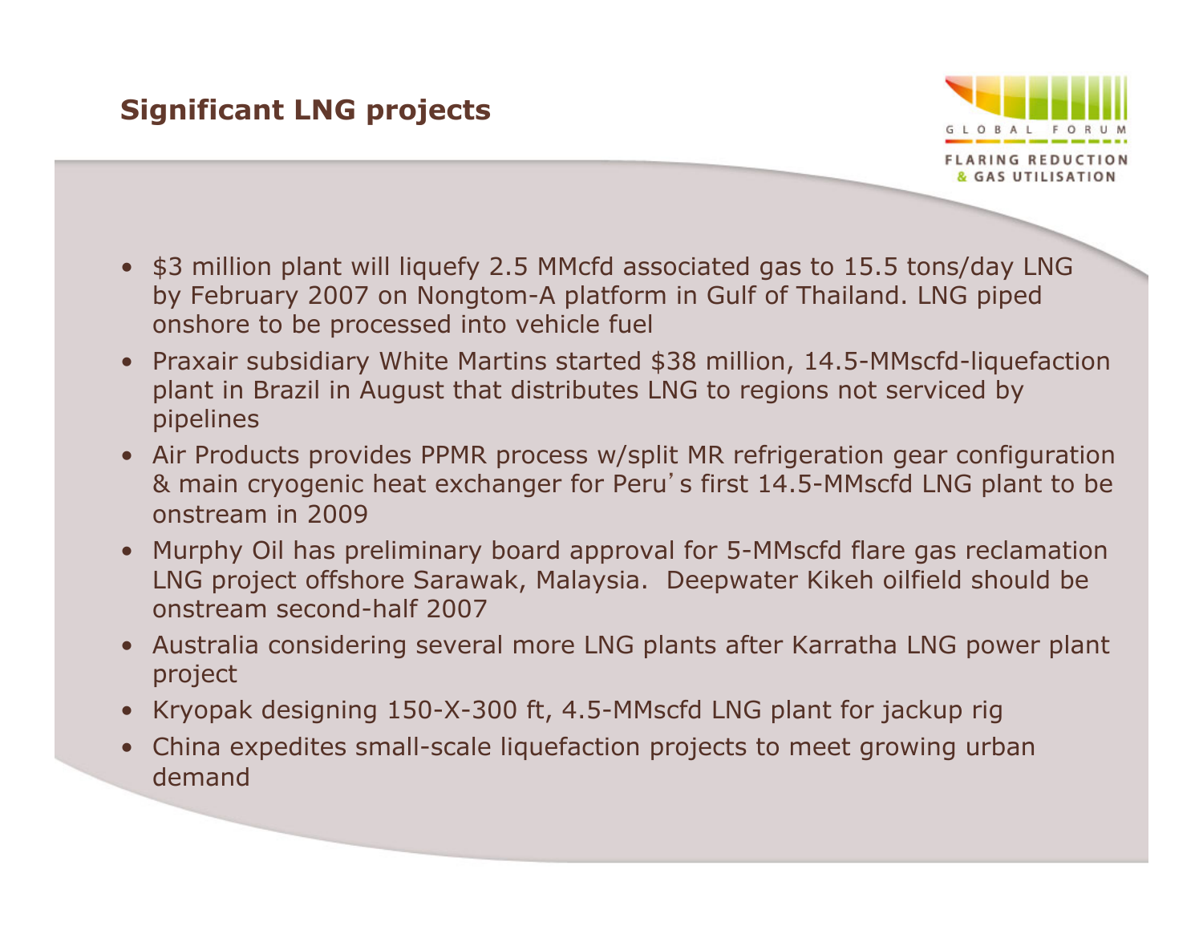## Significant LNG projects

- $3 million plant will liquefy 2.5 MMcfd associated gas to 15.5 tons/day LNG by February 2007 on Nongtom-A platform in Gulf of Thailand. LNG piped onshore to be processed into vehicle fuel
- Praxair subsidiary White Martins started $38 million, 14.5-MMscfd-liquefaction plant in Brazil in August that distributes LNG to regions not serviced by pipelines
- Air Products provides PPMR process w/split MR refrigeration gear configuration & main cryogenic heat exchanger for Peru's first 14.5-MMscfd LNG plant to be onstream in 2009
- Murphy Oil has preliminary board approval for 5-MMscfd flare gas reclamation LNG project offshore Sarawak, Malaysia. Deepwater Kikeh oilfield should be onstream second-half 2007
- Australia considering several more LNG plants after Karratha LNG power plant project
- Kryopak designing 150-X-300 ft, 4.5-MMscfd LNG plant for jackup rig
- China expedites small-scale liquefaction projects to meet growing urban demand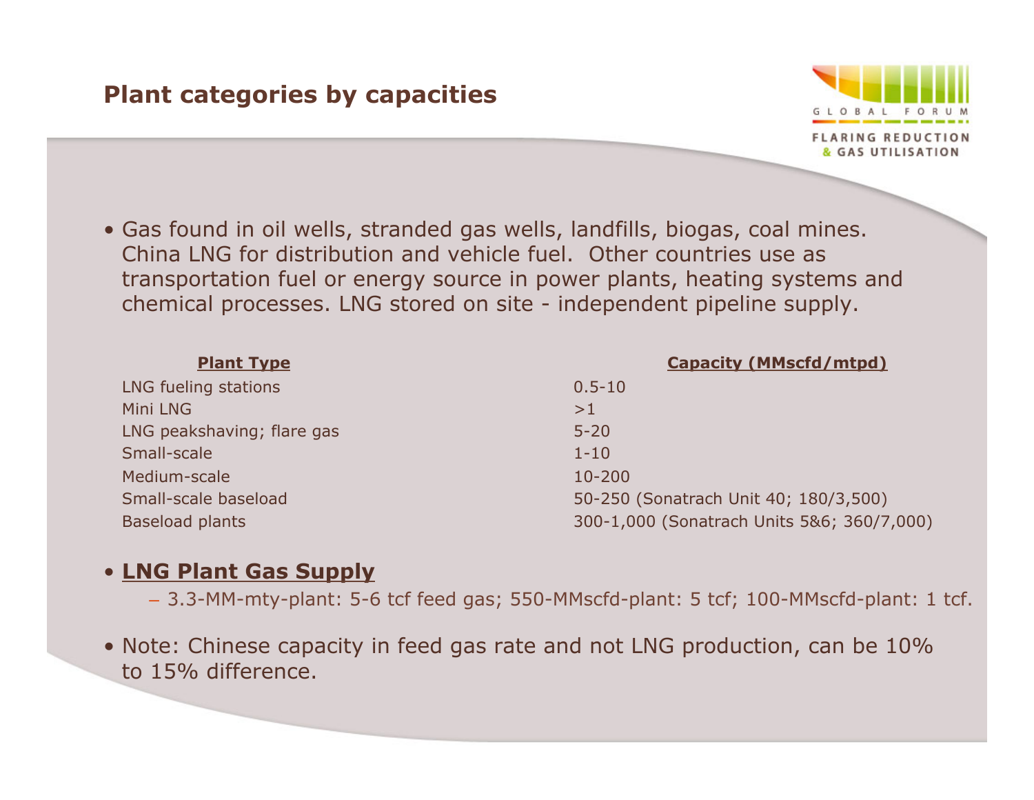# Plant categories by capacities

- Gas found in oil wells, stranded gas wells, landfills, biogas, coal mines. China LNG for distribution and vehicle fuel. Other countries use as transportation fuel or energy source in power plants, heating systems and chemical processes. LNG stored on site - independent pipeline supply.

| Plant Type | Capacity (MMscfd/mtpd) |
|---|---|
| LNG fueling stations | 0.5-10 |
| Mini LNG | >1 |
| LNG peakshaving; flare gas | 5-20 |
| Small-scale | 1-10 |
| Medium-scale | 10-200 |
| Small-scale baseload | 50-250 (Sonatrach Unit 40; 180/3,500) |
| Baseload plants | 300-1,000 (Sonatrach Units 5&6; 360/7,000) |

- **LNG Plant Gas Supply**
  - 3.3-MM-mty-plant: 5-6 tcf feed gas; 550-MMscfd-plant: 5 tcf; 100-MMscfd-plant: 1 tcf.
- Note: Chinese capacity in feed gas rate and not LNG production, can be 10% to 15% difference.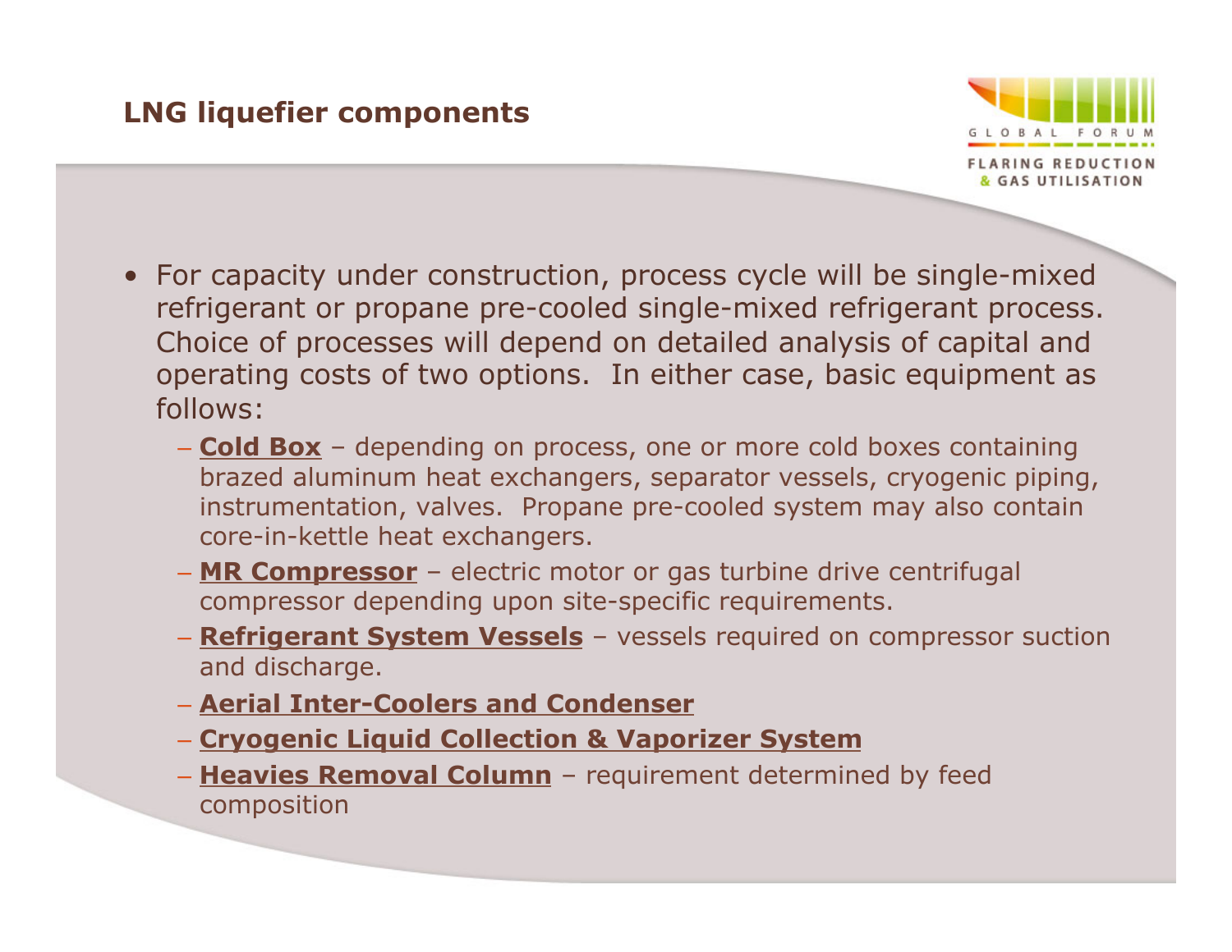## LNG liquefier components

- For capacity under construction, process cycle will be single-mixed refrigerant or propane pre-cooled single-mixed refrigerant process. Choice of processes will depend on detailed analysis of capital and operating costs of two options. In either case, basic equipment as follows:
  - **Cold Box** – depending on process, one or more cold boxes containing brazed aluminum heat exchangers, separator vessels, cryogenic piping, instrumentation, valves. Propane pre-cooled system may also contain core-in-kettle heat exchangers.
  - **MR Compressor** – electric motor or gas turbine drive centrifugal compressor depending upon site-specific requirements.
  - **Refrigerant System Vessels** – vessels required on compressor suction and discharge.
  - **Aerial Inter-Coolers and Condenser**
  - **Cryogenic Liquid Collection & Vaporizer System**
  - **Heavies Removal Column** – requirement determined by feed composition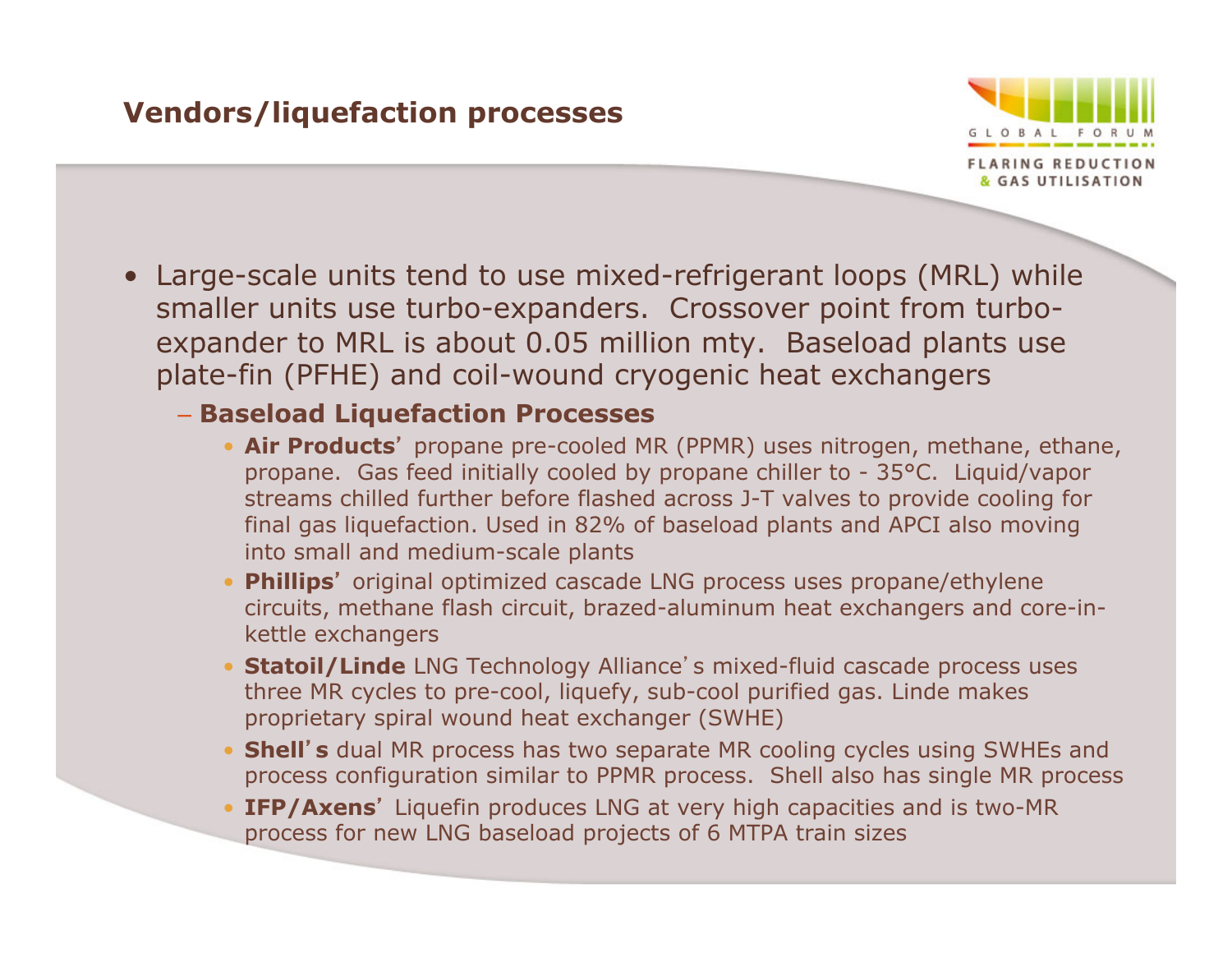## Vendors/liquefaction processes

- Large-scale units tend to use mixed-refrigerant loops (MRL) while smaller units use turbo-expanders. Crossover point from turbo-expander to MRL is about 0.05 million mty. Baseload plants use plate-fin (PFHE) and coil-wound cryogenic heat exchangers
  - **Baseload Liquefaction Processes**
    - **Air Products**' propane pre-cooled MR (PPMR) uses nitrogen, methane, ethane, propane. Gas feed initially cooled by propane chiller to - 35°C. Liquid/vapor streams chilled further before flashed across J-T valves to provide cooling for final gas liquefaction. Used in 82% of baseload plants and APCI also moving into small and medium-scale plants
    - **Phillips**' original optimized cascade LNG process uses propane/ethylene circuits, methane flash circuit, brazed-aluminum heat exchangers and core-in-kettle exchangers
    - **Statoil/Linde** LNG Technology Alliance's mixed-fluid cascade process uses three MR cycles to pre-cool, liquefy, sub-cool purified gas. Linde makes proprietary spiral wound heat exchanger (SWHE)
    - **Shell's** dual MR process has two separate MR cooling cycles using SWHEs and process configuration similar to PPMR process. Shell also has single MR process
    - **IFP/Axens**' Liquefin produces LNG at very high capacities and is two-MR process for new LNG baseload projects of 6 MTPA train sizes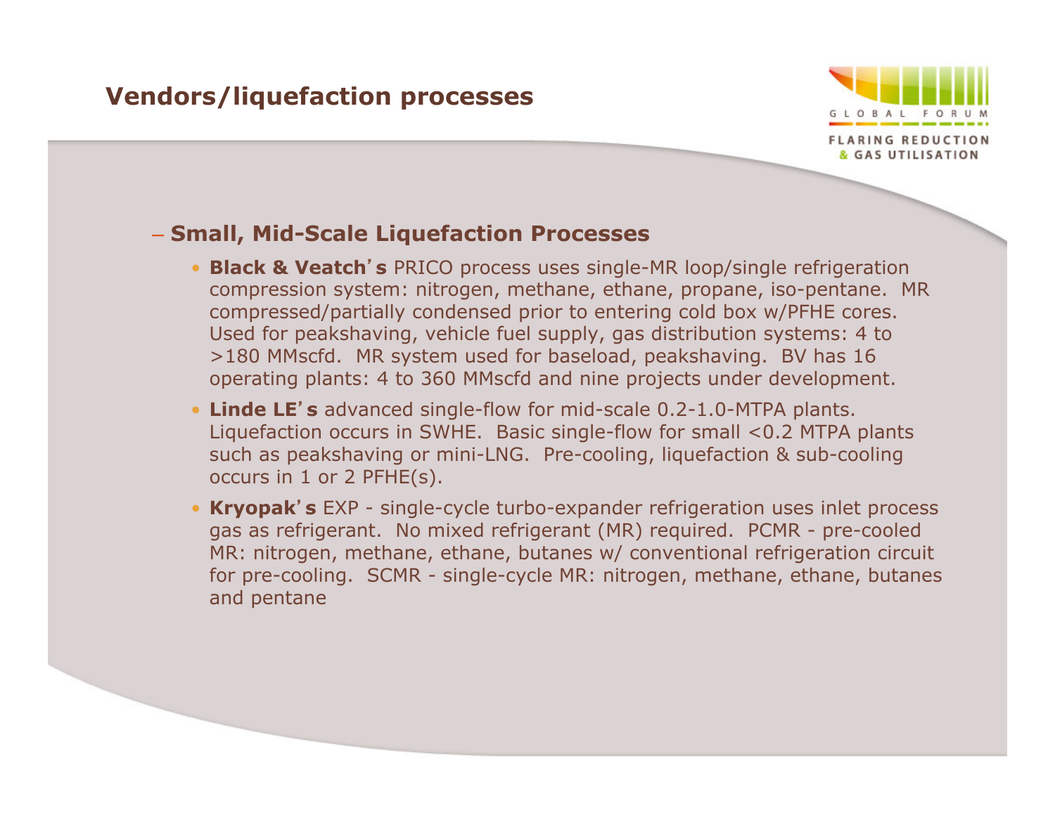# Vendors/liquefaction processes

- **Small, Mid-Scale Liquefaction Processes**
  - **Black & Veatch's** PRICO process uses single-MR loop/single refrigeration compression system: nitrogen, methane, ethane, propane, iso-pentane. MR compressed/partially condensed prior to entering cold box w/PFHE cores. Used for peakshaving, vehicle fuel supply, gas distribution systems: 4 to >180 MMscfd. MR system used for baseload, peakshaving. BV has 16 operating plants: 4 to 360 MMscfd and nine projects under development.
  - **Linde LE's** advanced single-flow for mid-scale 0.2-1.0-MTPA plants. Liquefaction occurs in SWHE. Basic single-flow for small <0.2 MTPA plants such as peakshaving or mini-LNG. Pre-cooling, liquefaction & sub-cooling occurs in 1 or 2 PFHE(s).
  - **Kryopak's** EXP - single-cycle turbo-expander refrigeration uses inlet process gas as refrigerant. No mixed refrigerant (MR) required. PCMR - pre-cooled MR: nitrogen, methane, ethane, butanes w/ conventional refrigeration circuit for pre-cooling. SCMR - single-cycle MR: nitrogen, methane, ethane, butanes and pentane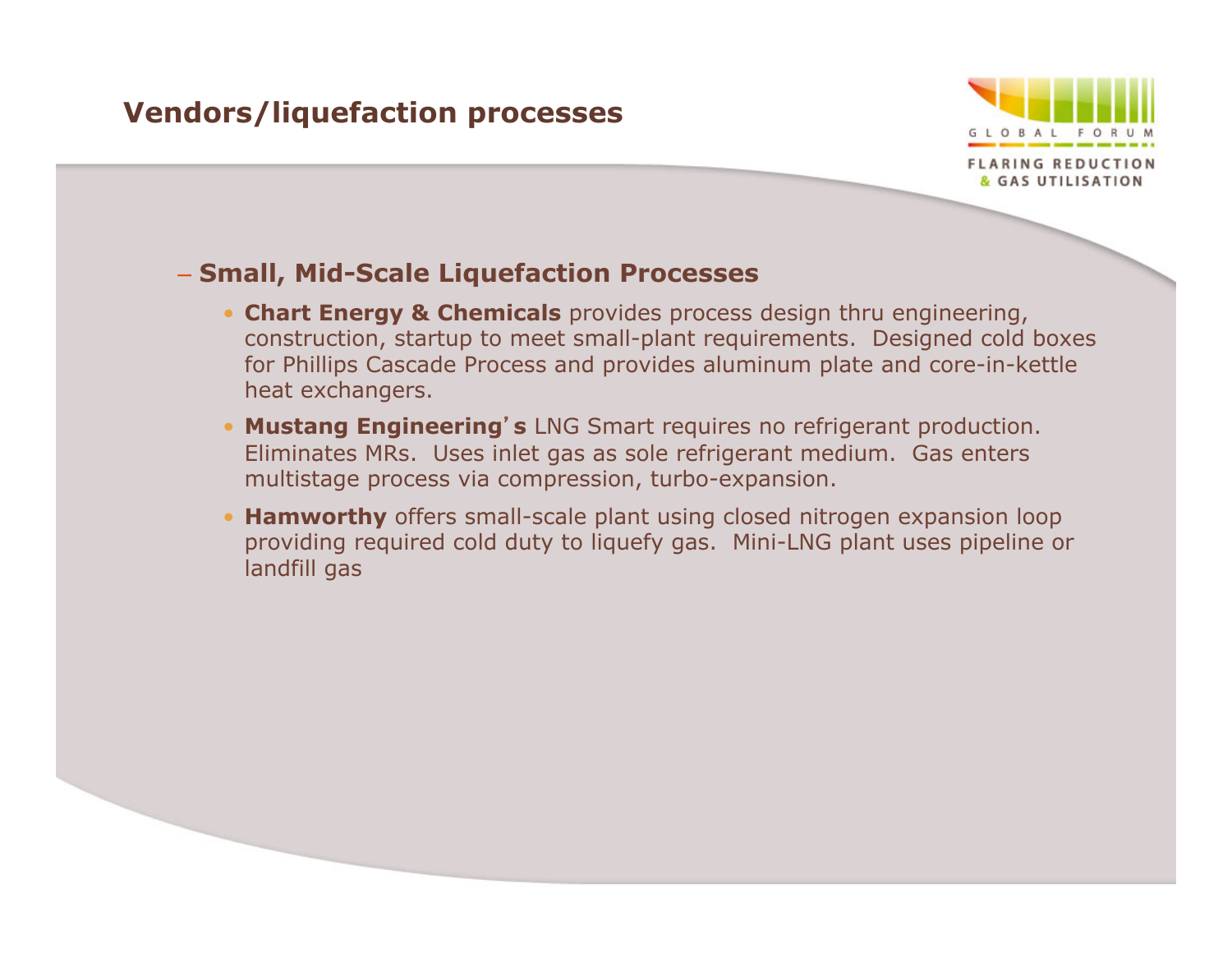# Vendors/liquefaction processes

- **Small, Mid-Scale Liquefaction Processes**
  - **Chart Energy & Chemicals** provides process design thru engineering, construction, startup to meet small-plant requirements. Designed cold boxes for Phillips Cascade Process and provides aluminum plate and core-in-kettle heat exchangers.
  - **Mustang Engineering's** LNG Smart requires no refrigerant production. Eliminates MRs. Uses inlet gas as sole refrigerant medium. Gas enters multistage process via compression, turbo-expansion.
  - **Hamworthy** offers small-scale plant using closed nitrogen expansion loop providing required cold duty to liquefy gas. Mini-LNG plant uses pipeline or landfill gas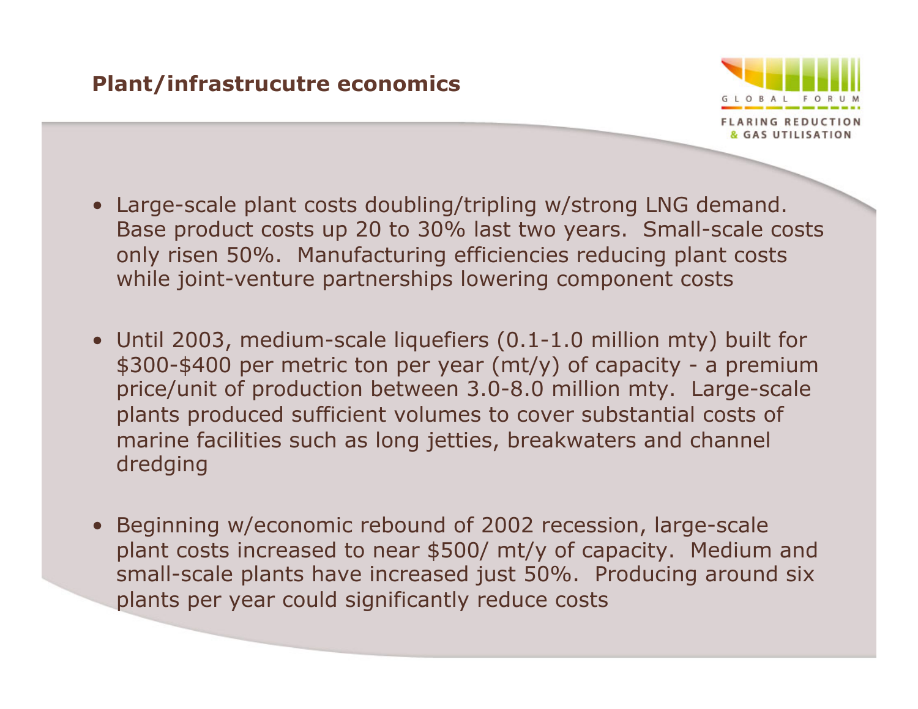## Plant/infrastrucutre economics

- Large-scale plant costs doubling/tripling w/strong LNG demand. Base product costs up 20 to 30% last two years. Small-scale costs only risen 50%. Manufacturing efficiencies reducing plant costs while joint-venture partnerships lowering component costs

- Until 2003, medium-scale liquefiers (0.1-1.0 million mty) built for $300-$400 per metric ton per year (mt/y) of capacity - a premium price/unit of production between 3.0-8.0 million mty. Large-scale plants produced sufficient volumes to cover substantial costs of marine facilities such as long jetties, breakwaters and channel dredging

- Beginning w/economic rebound of 2002 recession, large-scale plant costs increased to near $500/ mt/y of capacity. Medium and small-scale plants have increased just 50%. Producing around six plants per year could significantly reduce costs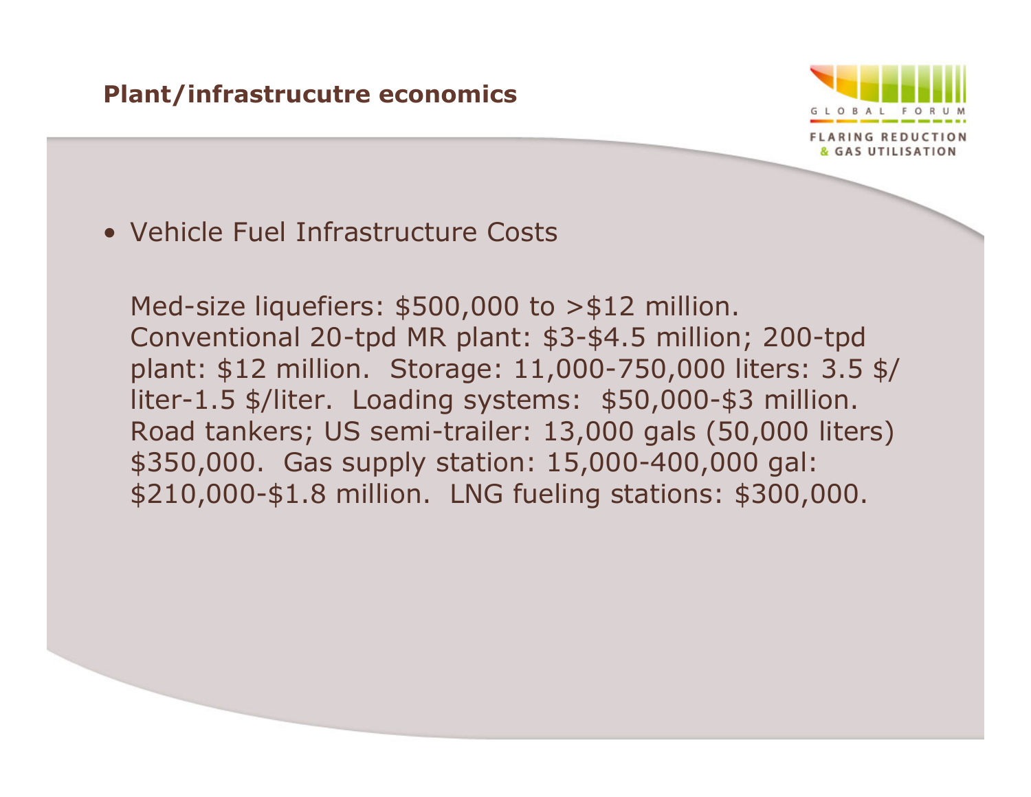## Plant/infrastrucutre economics

- Vehicle Fuel Infrastructure Costs

  Med-size liquefiers: $500,000 to >$12 million. Conventional 20-tpd MR plant: $3-$4.5 million; 200-tpd plant: $12 million. Storage: 11,000-750,000 liters: 3.5 $/liter-1.5 $/liter. Loading systems: $50,000-$3 million. Road tankers; US semi-trailer: 13,000 gals (50,000 liters) $350,000. Gas supply station: 15,000-400,000 gal: $210,000-$1.8 million. LNG fueling stations: $300,000.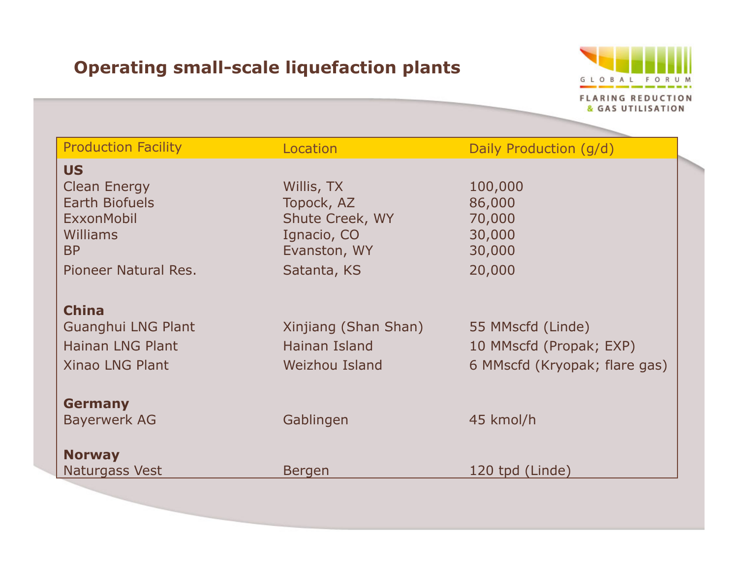# Operating small-scale liquefaction plants

| Production Facility | Location | Daily Production (g/d) |
|---|---|---|
| **US** | | |
| Clean Energy | Willis, TX | 100,000 |
| Earth Biofuels | Topock, AZ | 86,000 |
| ExxonMobil | Shute Creek, WY | 70,000 |
| Williams | Ignacio, CO | 30,000 |
| BP | Evanston, WY | 30,000 |
| Pioneer Natural Res. | Satanta, KS | 20,000 |
| **China** | | |
| Guanghui LNG Plant | Xinjiang (Shan Shan) | 55 MMscfd (Linde) |
| Hainan LNG Plant | Hainan Island | 10 MMscfd (Propak; EXP) |
| Xinao LNG Plant | Weizhou Island | 6 MMscfd (Kryopak; flare gas) |
| **Germany** | | |
| Bayerwerk AG | Gablingen | 45 kmol/h |
| **Norway** | | |
| Naturgass Vest | Bergen | 120 tpd (Linde) |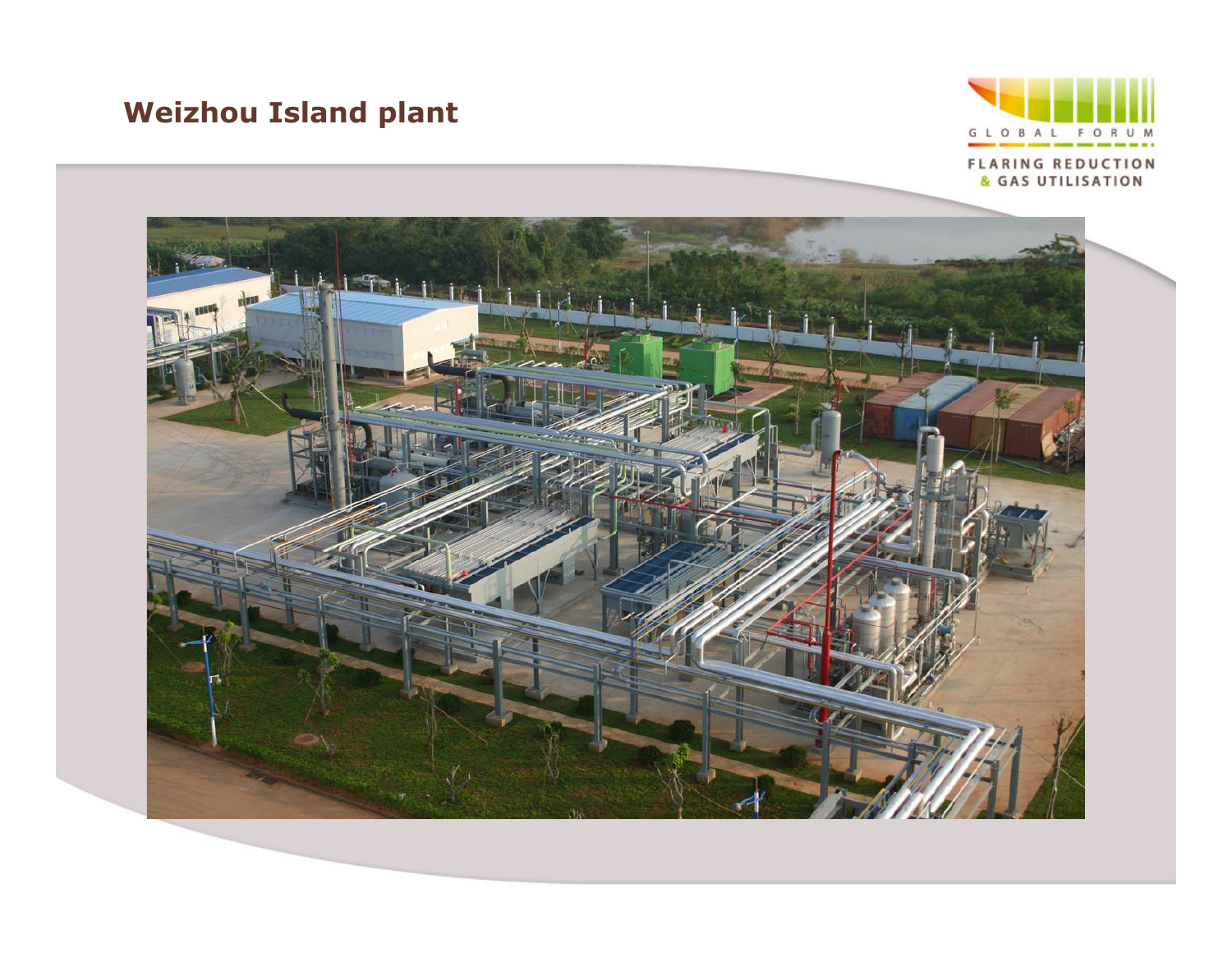# Weizhou Island plant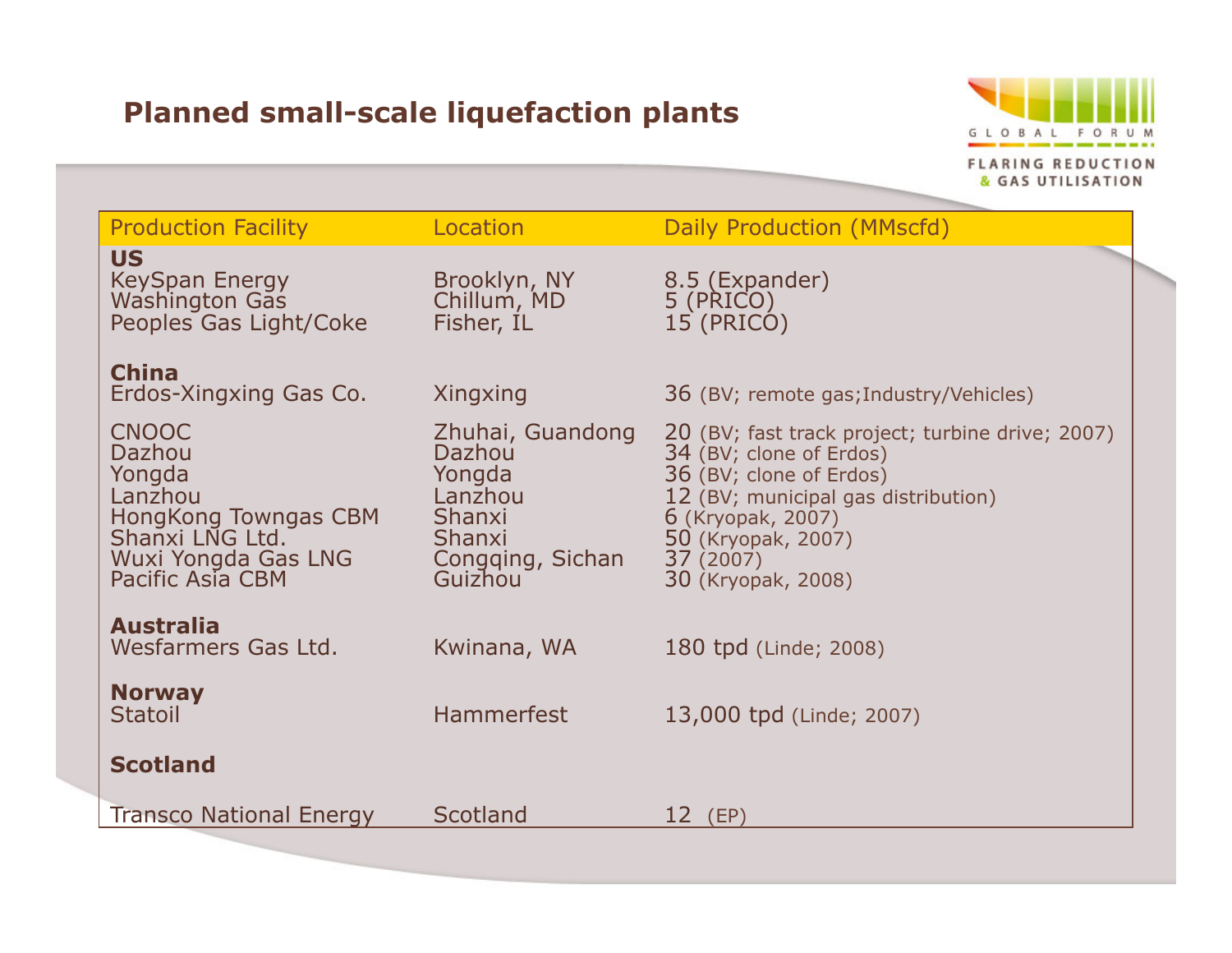# Planned small-scale liquefaction plants

| Production Facility | Location | Daily Production (MMscfd) |
|---|---|---|
| **US** | | |
| KeySpan Energy | Brooklyn, NY | 8.5 (Expander) |
| Washington Gas | Chillum, MD | 5 (PRICO) |
| Peoples Gas Light/Coke | Fisher, IL | 15 (PRICO) |
| **China** | | |
| Erdos-Xingxing Gas Co. | Xingxing | 36 (BV; remote gas;Industry/Vehicles) |
| CNOOC | Zhuhai, Guandong | 20 (BV; fast track project; turbine drive; 2007) |
| Dazhou | Dazhou | 34 (BV; clone of Erdos) |
| Yongda | Yongda | 36 (BV; clone of Erdos) |
| Lanzhou | Lanzhou | 12 (BV; municipal gas distribution) |
| HongKong Towngas CBM | Shanxi | 6 (Kryopak, 2007) |
| Shanxi LNG Ltd. | Shanxi | 50 (Kryopak, 2007) |
| Wuxi Yongda Gas LNG | Congqing, Sichan | 37 (2007) |
| Pacific Asia CBM | Guizhou | 30 (Kryopak, 2008) |
| **Australia** | | |
| Wesfarmers Gas Ltd. | Kwinana, WA | 180 tpd (Linde; 2008) |
| **Norway** | | |
| Statoil | Hammerfest | 13,000 tpd (Linde; 2007) |
| **Scotland** | | |
| Transco National Energy | Scotland | 12 (EP) |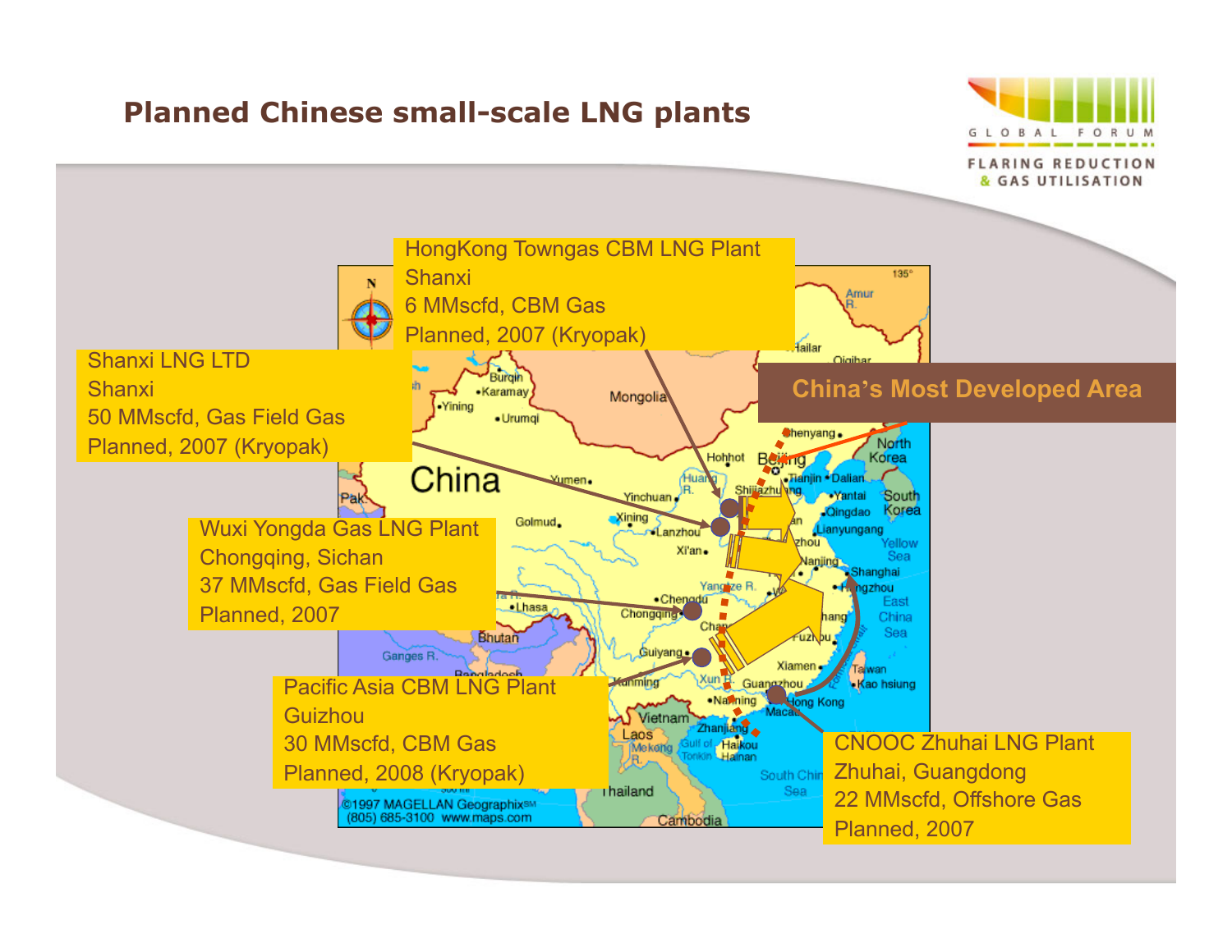# Planned Chinese small-scale LNG plants

HongKong Towngas CBM LNG Plant
Shanxi
6 MMscfd, CBM Gas
Planned, 2007 (Kryopak)

Shanxi LNG LTD
Shanxi
50 MMscfd, Gas Field Gas
Planned, 2007 (Kryopak)

China's Most Developed Area

Wuxi Yongda Gas LNG Plant
Chongqing, Sichan
37 MMscfd, Gas Field Gas
Planned, 2007

Pacific Asia CBM LNG Plant
Guizhou
30 MMscfd, CBM Gas
Planned, 2008 (Kryopak)

CNOOC Zhuhai LNG Plant
Zhuhai, Guangdong
22 MMscfd, Offshore Gas
Planned, 2007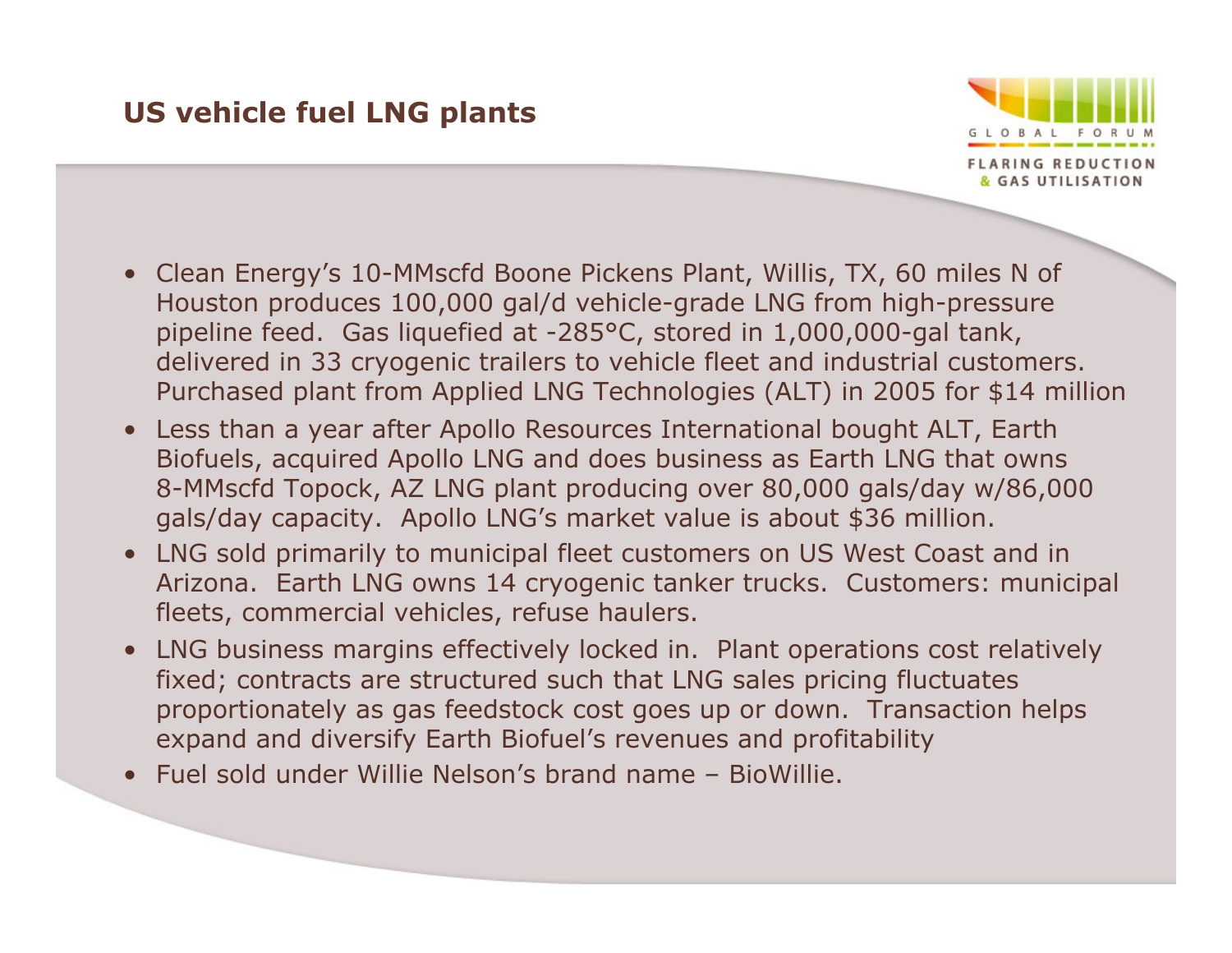# US vehicle fuel LNG plants

- Clean Energy's 10-MMscfd Boone Pickens Plant, Willis, TX, 60 miles N of Houston produces 100,000 gal/d vehicle-grade LNG from high-pressure pipeline feed. Gas liquefied at -285°C, stored in 1,000,000-gal tank, delivered in 33 cryogenic trailers to vehicle fleet and industrial customers. Purchased plant from Applied LNG Technologies (ALT) in 2005 for $14 million
- Less than a year after Apollo Resources International bought ALT, Earth Biofuels, acquired Apollo LNG and does business as Earth LNG that owns 8-MMscfd Topock, AZ LNG plant producing over 80,000 gals/day w/86,000 gals/day capacity. Apollo LNG's market value is about $36 million.
- LNG sold primarily to municipal fleet customers on US West Coast and in Arizona. Earth LNG owns 14 cryogenic tanker trucks. Customers: municipal fleets, commercial vehicles, refuse haulers.
- LNG business margins effectively locked in. Plant operations cost relatively fixed; contracts are structured such that LNG sales pricing fluctuates proportionately as gas feedstock cost goes up or down. Transaction helps expand and diversify Earth Biofuel's revenues and profitability
- Fuel sold under Willie Nelson's brand name – BioWillie.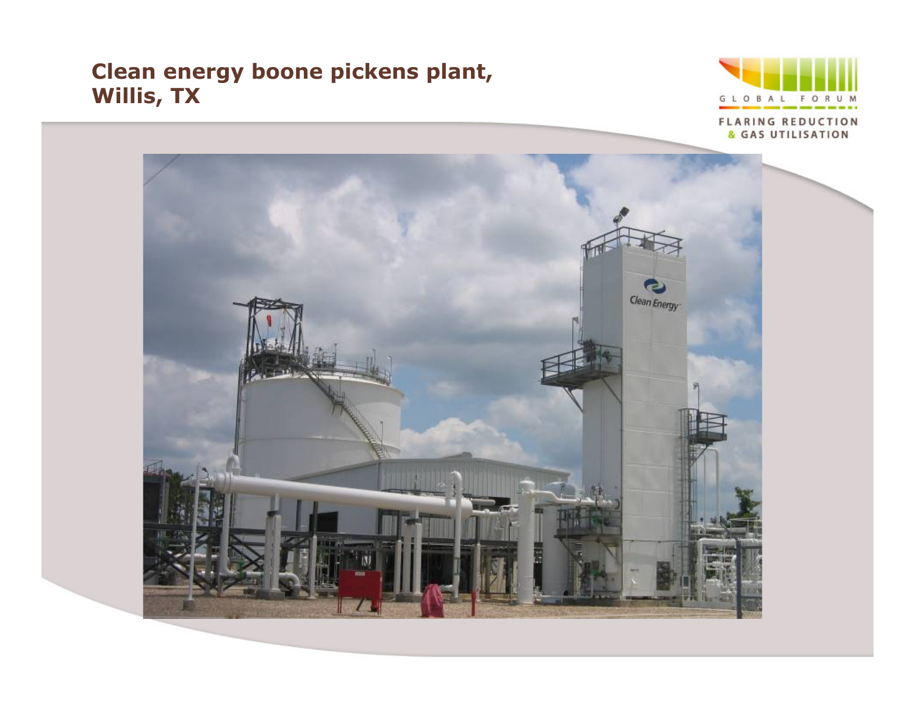# Clean energy boone pickens plant, Willis, TX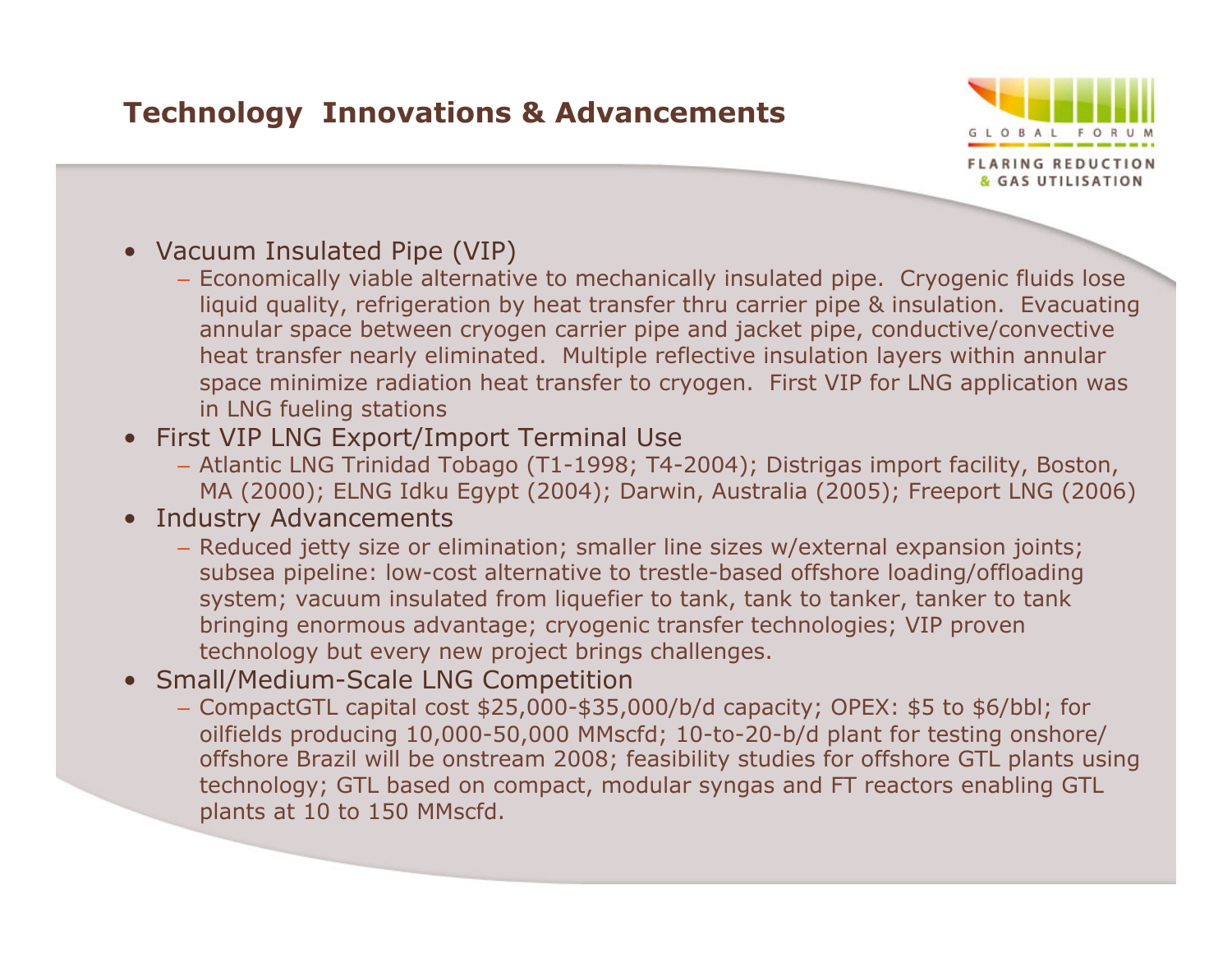## Technology Innovations & Advancements

- Vacuum Insulated Pipe (VIP)
  - Economically viable alternative to mechanically insulated pipe. Cryogenic fluids lose liquid quality, refrigeration by heat transfer thru carrier pipe & insulation. Evacuating annular space between cryogen carrier pipe and jacket pipe, conductive/convective heat transfer nearly eliminated. Multiple reflective insulation layers within annular space minimize radiation heat transfer to cryogen. First VIP for LNG application was in LNG fueling stations
- First VIP LNG Export/Import Terminal Use
  - Atlantic LNG Trinidad Tobago (T1-1998; T4-2004); Distrigas import facility, Boston, MA (2000); ELNG Idku Egypt (2004); Darwin, Australia (2005); Freeport LNG (2006)
- Industry Advancements
  - Reduced jetty size or elimination; smaller line sizes w/external expansion joints; subsea pipeline: low-cost alternative to trestle-based offshore loading/offloading system; vacuum insulated from liquefier to tank, tank to tanker, tanker to tank bringing enormous advantage; cryogenic transfer technologies; VIP proven technology but every new project brings challenges.
- Small/Medium-Scale LNG Competition
  - CompactGTL capital cost $25,000-$35,000/b/d capacity; OPEX: $5 to $6/bbl; for oilfields producing 10,000-50,000 MMscfd; 10-to-20-b/d plant for testing onshore/ offshore Brazil will be onstream 2008; feasibility studies for offshore GTL plants using technology; GTL based on compact, modular syngas and FT reactors enabling GTL plants at 10 to 150 MMscfd.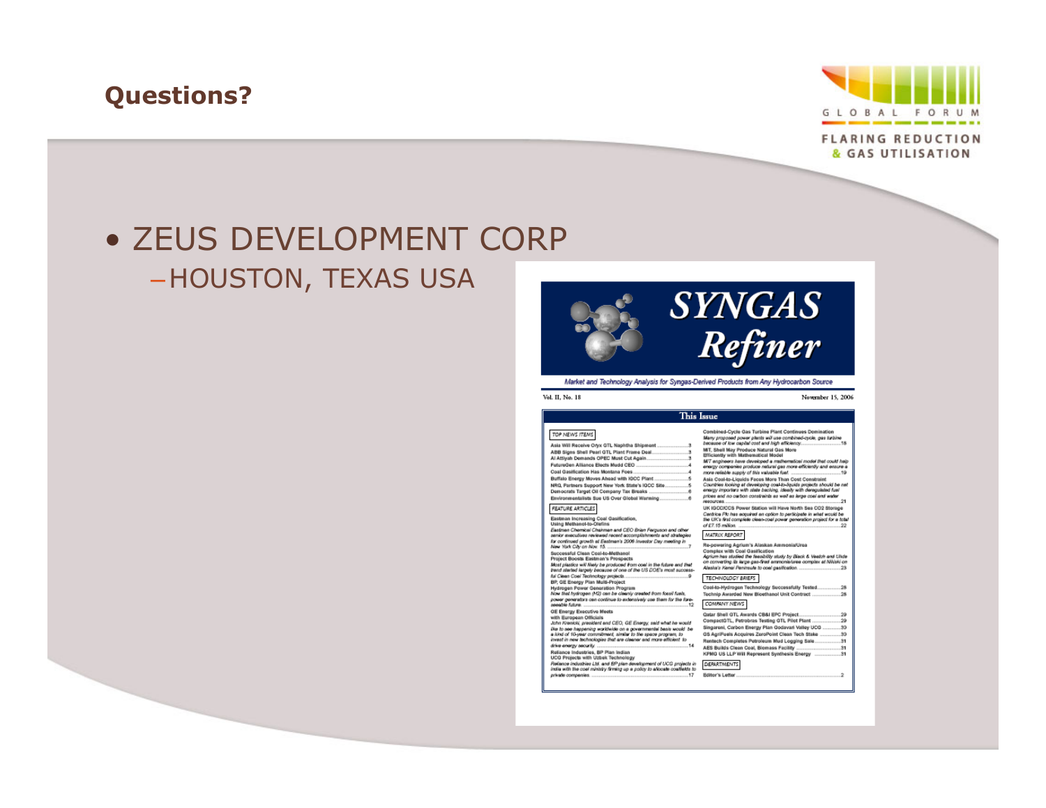## Questions?

- ZEUS DEVELOPMENT CORP
  - HOUSTON, TEXAS USA

# SYNGAS Refiner

Market and Technology Analysis for Syngas-Derived Products from Any Hydrocarbon Source

Vol. II, No. 18 November 15, 2006

### This Issue

TOP NEWS ITEMS

Asia Will Receive Oryx GTL Naphtha Shipment .....3
ABB Signs Shell Pearl GTL Plant Frame Deal .....3
Al Attiyah Demands OPEC Must Cut Again .....3
FutureGen Alliance Elects Mudd CEO .....4
Coal Gasification Has Montana Foes .....4
Buffalo Energy Moves Ahead with IGCC Plant .....5
NRG, Partners Support New York State's IGCC Site .....5
Democrats Target Oil Company Tax Breaks .....6
Environmentalists Sue US Over Global Warming .....6

FEATURE ARTICLES

Eastman Increasing Coal Gasification, Using Methanol-to-Olefins
*Eastman Chemical Chairman and CEO Brian Ferguson and other senior executives reviewed recent accomplishments and strategies for continued growth at Eastman's 2006 Investor Day meeting in New York City on Nov. 15.* .....7

Successful Clean Coal-to-Methanol Project Boosts Eastman's Prospects
*Most plastics will likely be produced from coal in the future and that trend started largely because of one of the US DOE's most successful Clean Coal Technology projects.* .....9

BP, GE Energy Plan Multi-Project Hydrogen Power Generation Program
*Now that hydrogen (H2) can be cleanly created from fossil fuels, power generators can continue to extensively use them for the foreseeable future.* .....12

GE Energy Executive Meets with European Officials
*John Krenicki, president and CEO, GE Energy, said what he would like to see happening worldwide on a governmental basis would be a kind of 10-year commitment, similar to the space program, to invest in new technologies that are cleaner and more efficient to drive energy security.* .....14

Reliance Industries, BP Plan Indian UCG Projects with Uzbek Technology
*Reliance Industries Ltd. and BP plan development of UCG projects in India with the coal ministry firming up a policy to allocate coalfields to private companies.* .....17

Combined-Cycle Gas Turbine Plant Continues Domination
*Many proposed power plants will use combined-cycle, gas turbine because of low capital cost and high efficiency.* .....18

MIT, Shell May Produce Natural Gas More Efficiently with Mathematical Model
*MIT engineers have developed a mathematical model that could help energy companies produce natural gas more efficiently and ensure a more reliable supply of this valuable fuel.* .....19

Asia Coal-to-Liquids Faces More Than Cost Constraint
*Countries looking at developing coal-to-liquids projects should be net energy importers with state backing, ideally with deregulated fuel prices and no carbon constraints as well as large coal and water resources.* .....21

UK IGCC/CCS Power Station will Have North Sea CO2 Storage
*Centrica Plc has acquired an option to participate in what would be the UK's first complete clean-coal power generation project for a total of £7.15 million.* .....22

MATRIX REPORT

Re-powering Agrium's Alaskan Ammonia/Urea Complex with Coal Gasification
*Agrium has studied the feasibility study by Black & Veatch and Uhde on converting its large gas-fired ammonia/urea complex at Nikiski on Alaska's Kenai Peninsula to coal gasification.* .....23

TECHNOLOGY BRIEFS

Coal-to-Hydrogen Technology Successfully Tested .....28
Technip Awarded New Bioethanol Unit Contract .....28

COMPANY NEWS

Qatar Shell GTL Awards CB&I EPC Project .....29
CompactGTL, Petrobras Testing GTL Pilot Plant .....29
Singareni, Carbon Energy Plan Godavari Valley UCG .....30
GS AgriFuels Acquires ZeroPoint Clean Tech Stake .....30
Rentech Completes Petroleum Mud Logging Sale .....31
AES Builds Clean Coal, Biomass Facility .....31
KPMG US LLP Will Represent Synthesis Energy .....31

DEPARTMENTS

Editor's Letter .....2